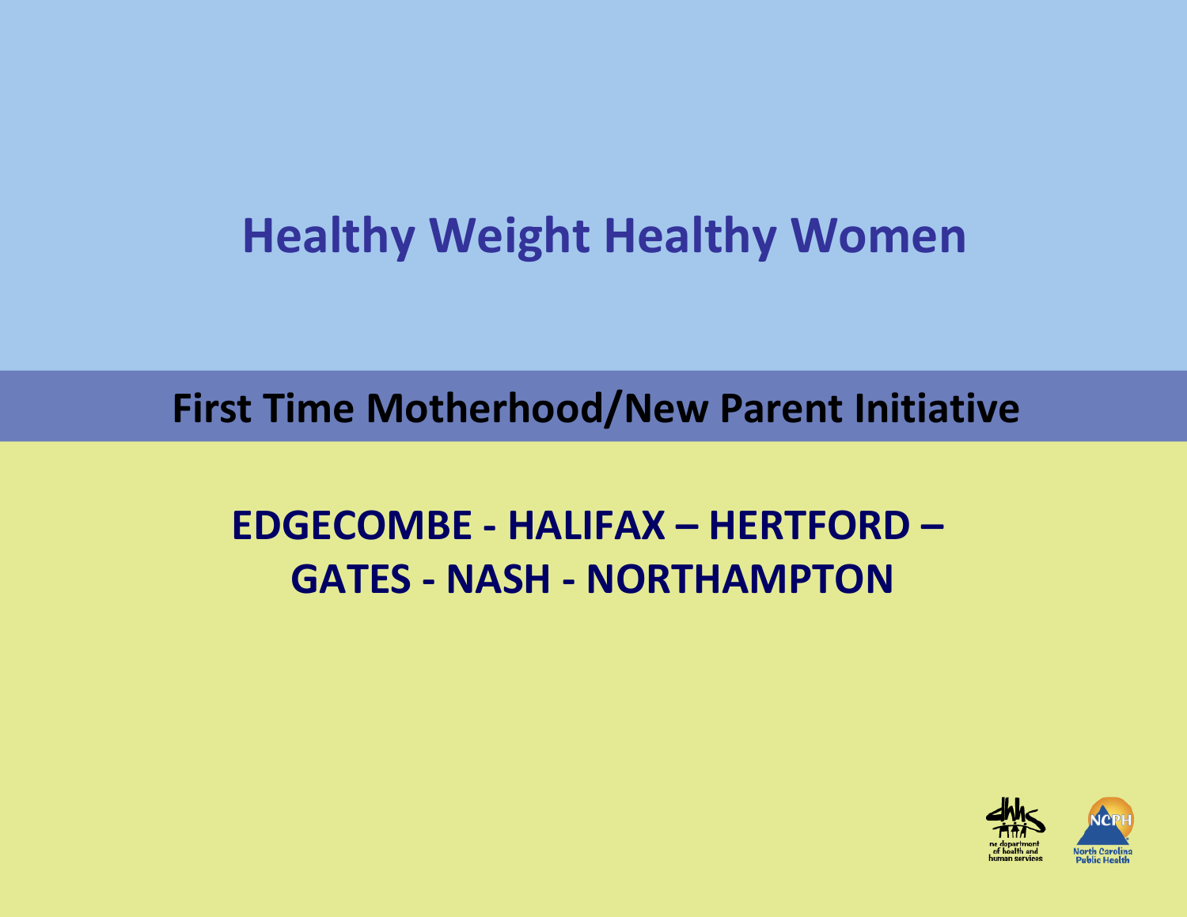# Healthy Weight Healthy Women

## First Time Motherhood/New Parent Initiative

**EDGECOMBE - HALIFAX – HERTFORD – GATES - NASH - NORTHAMPTON**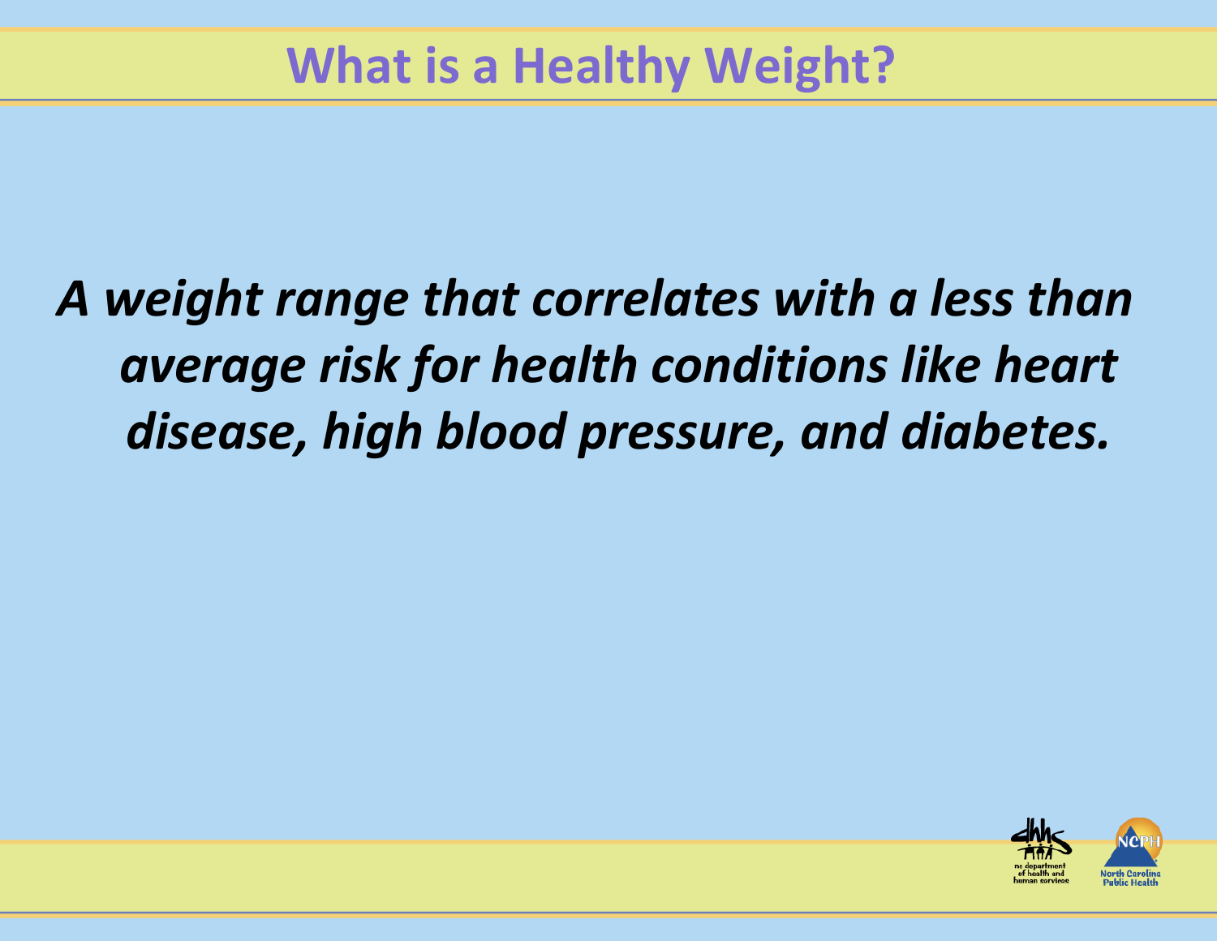# What is a Healthy Weight?

***A weight range that correlates with a less than average risk for health conditions like heart disease, high blood pressure, and diabetes.***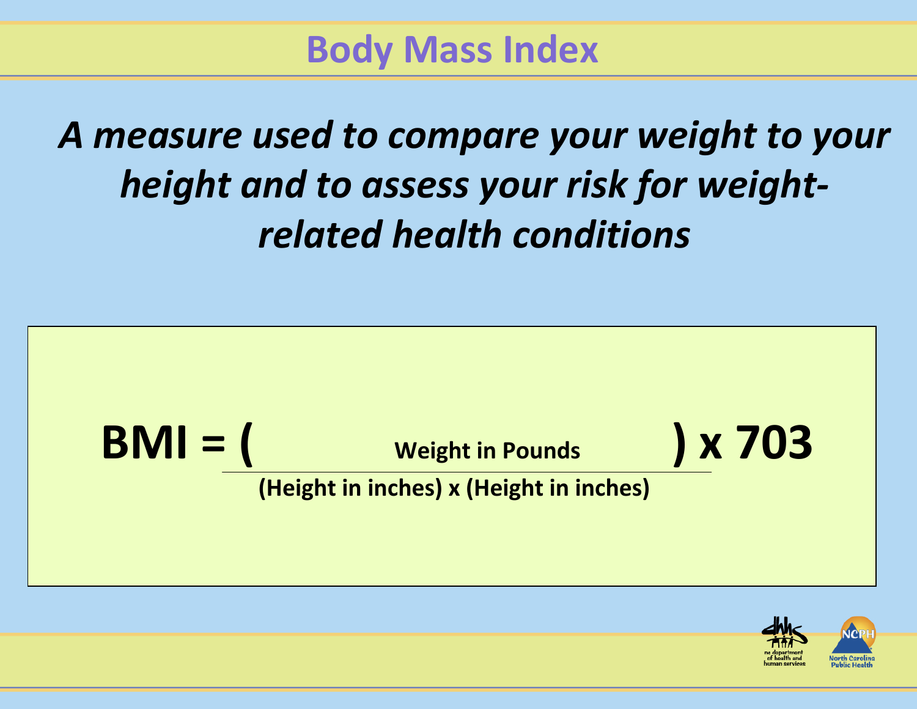# Body Mass Index

***A measure used to compare your weight to your height and to assess your risk for weight-related health conditions***

$$\text{BMI} = \left( \frac{\text{Weight in Pounds}}{(\text{Height in inches}) \times (\text{Height in inches})} \right) \times 703$$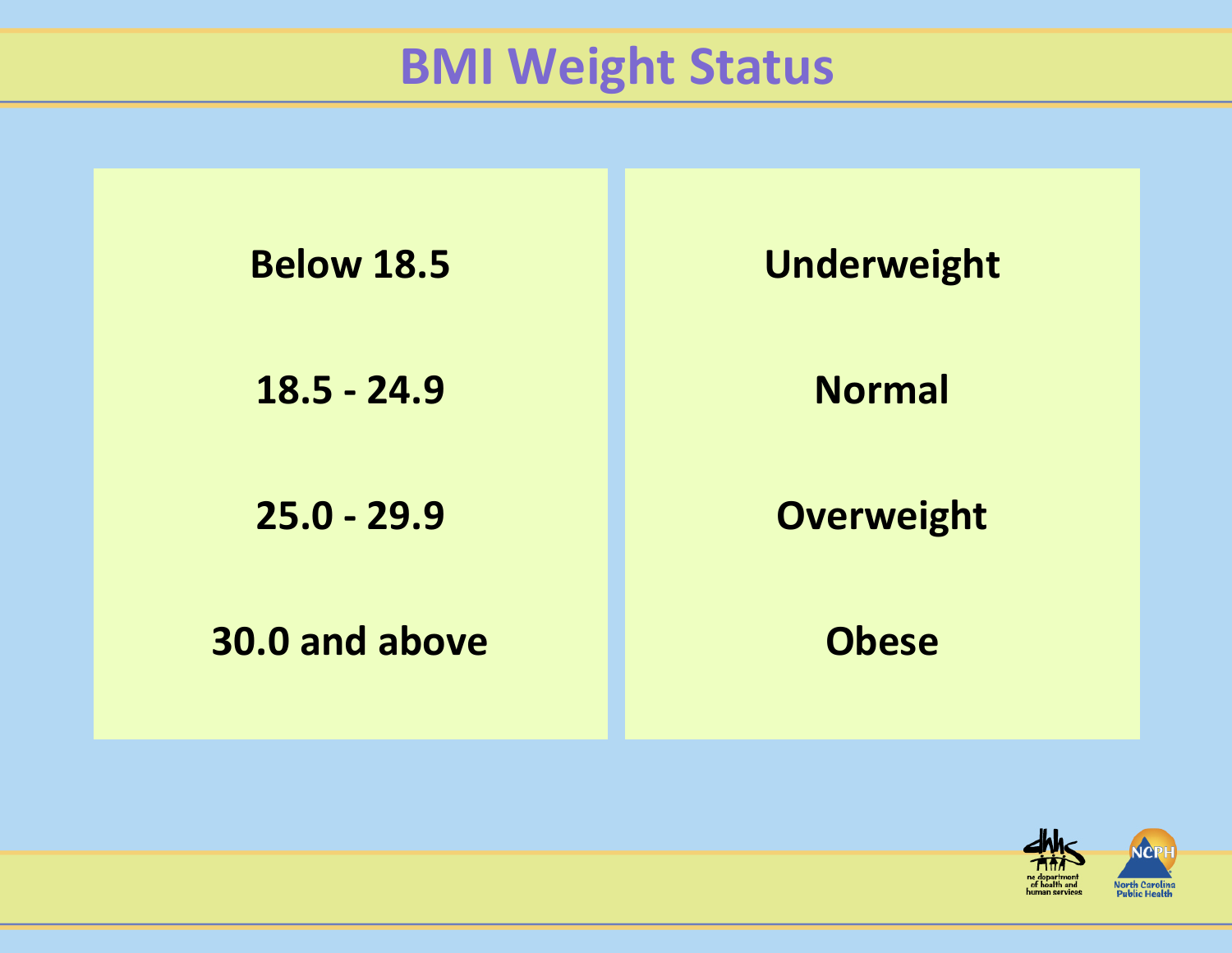# BMI Weight Status

| BMI | Weight Status |
| --- | --- |
| Below 18.5 | Underweight |
| 18.5 - 24.9 | Normal |
| 25.0 - 29.9 | Overweight |
| 30.0 and above | Obese |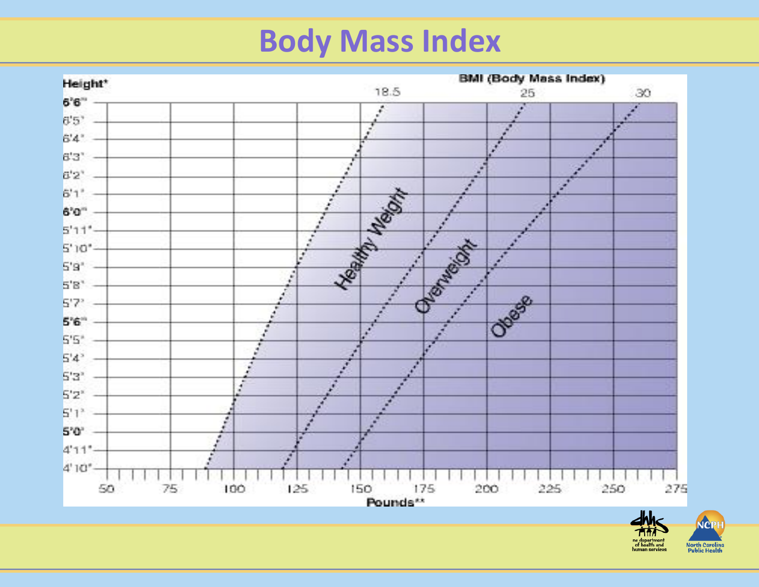# Body Mass Index

Height*

BMI (Body Mass Index)

18.5 25 30

6'6" 6'5" 6'4" 6'3" 6'2" 6'1" 6'0" 5'11" 5'10" 5'9" 5'8" 5'7" 5'6" 5'5" 5'4" 5'3" 5'2" 5'1" 5'0" 4'11" 4'10"

Healthy Weight

Overweight

Obese

50 75 100 125 150 175 200 225 250 275

Pounds**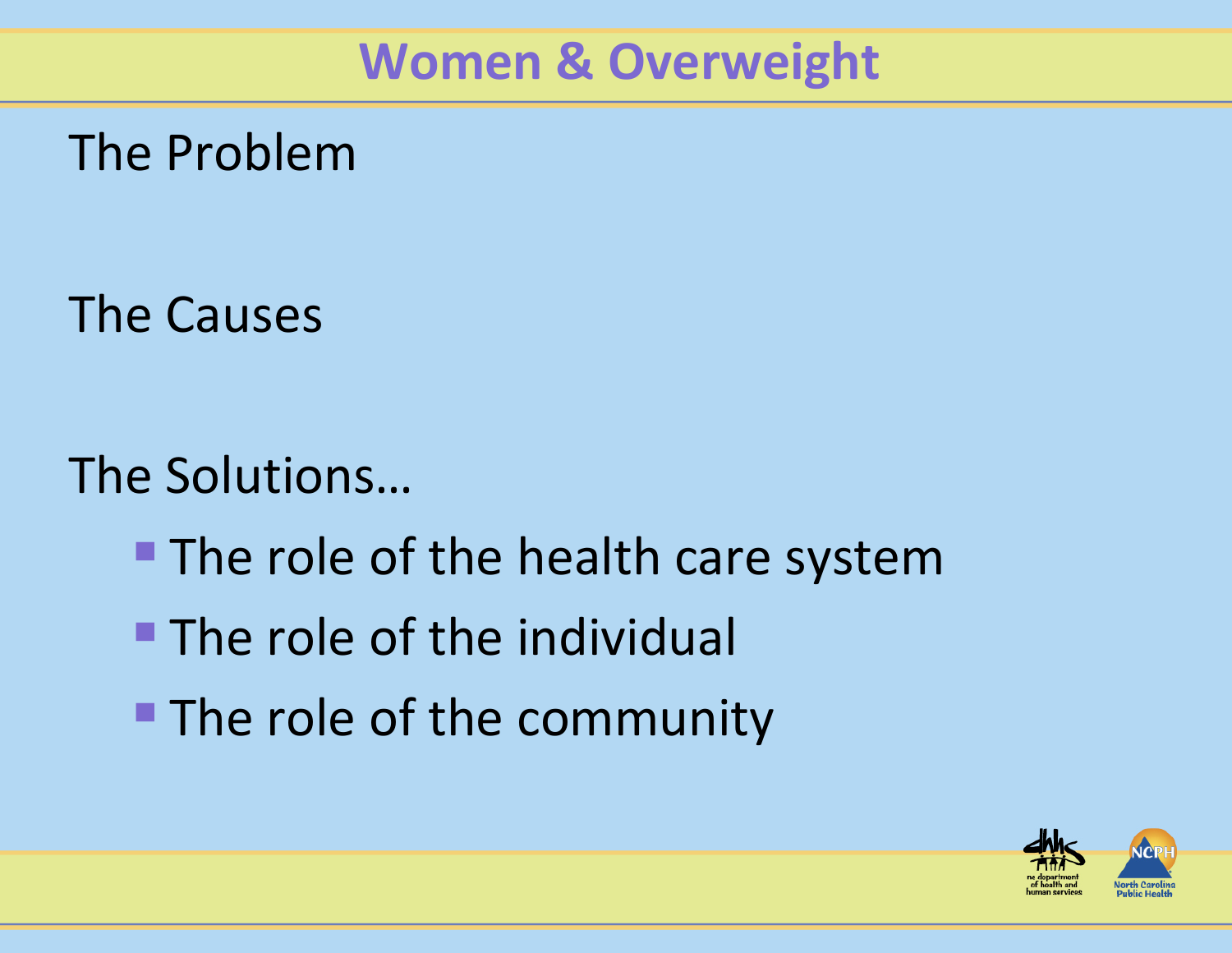# Women & Overweight

The Problem

The Causes

The Solutions…

- The role of the health care system
- The role of the individual
- The role of the community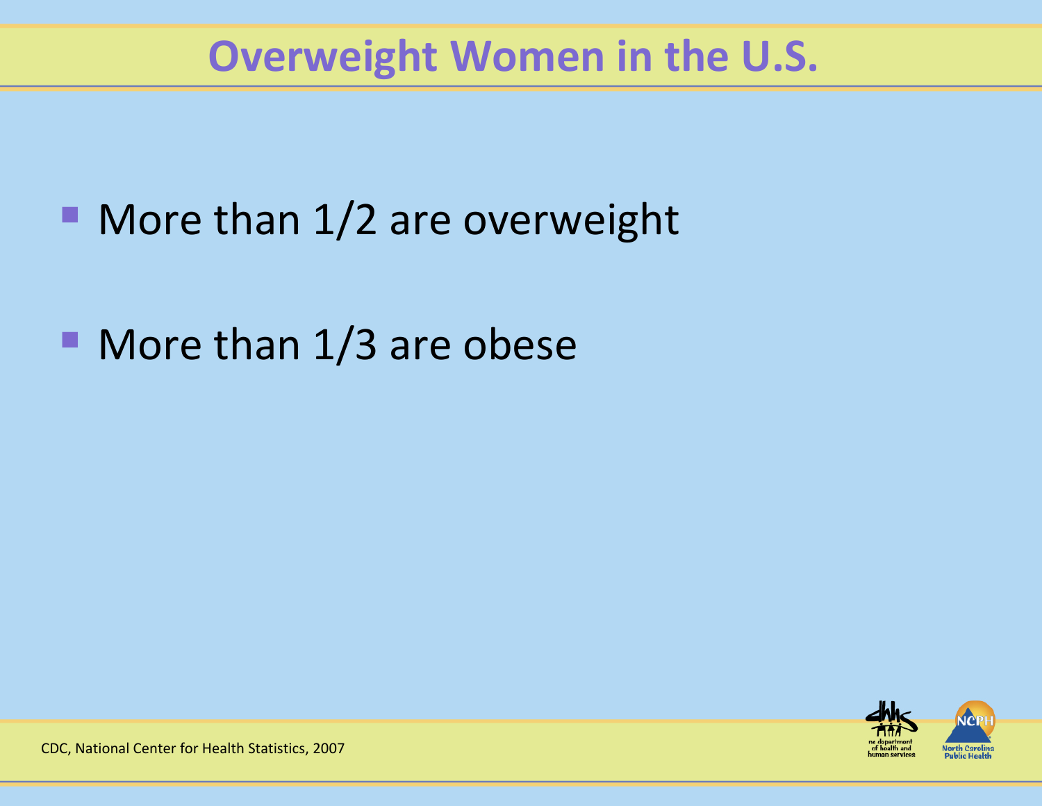# Overweight Women in the U.S.

- More than 1/2 are overweight
- More than 1/3 are obese

CDC, National Center for Health Statistics, 2007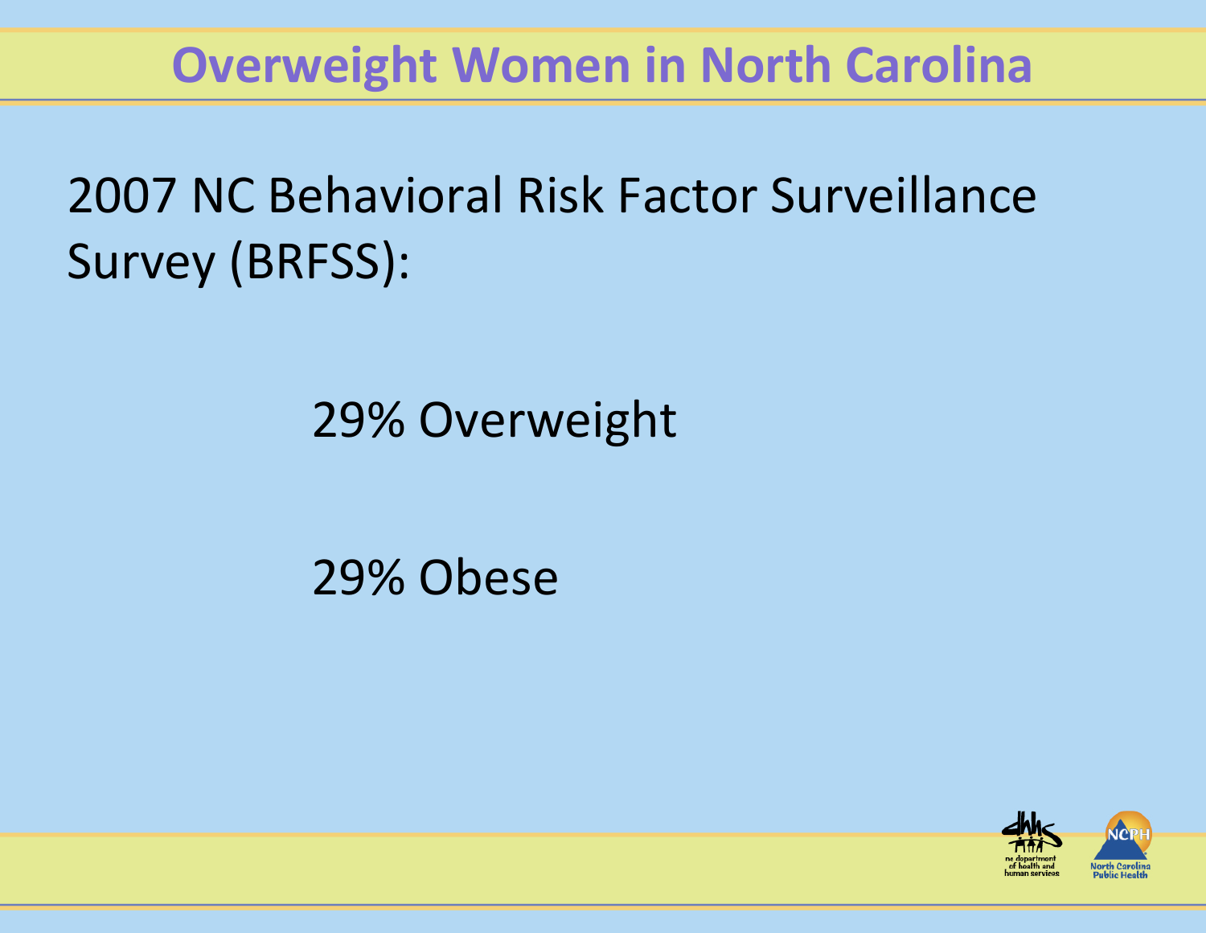# Overweight Women in North Carolina

2007 NC Behavioral Risk Factor Surveillance Survey (BRFSS):

29% Overweight

29% Obese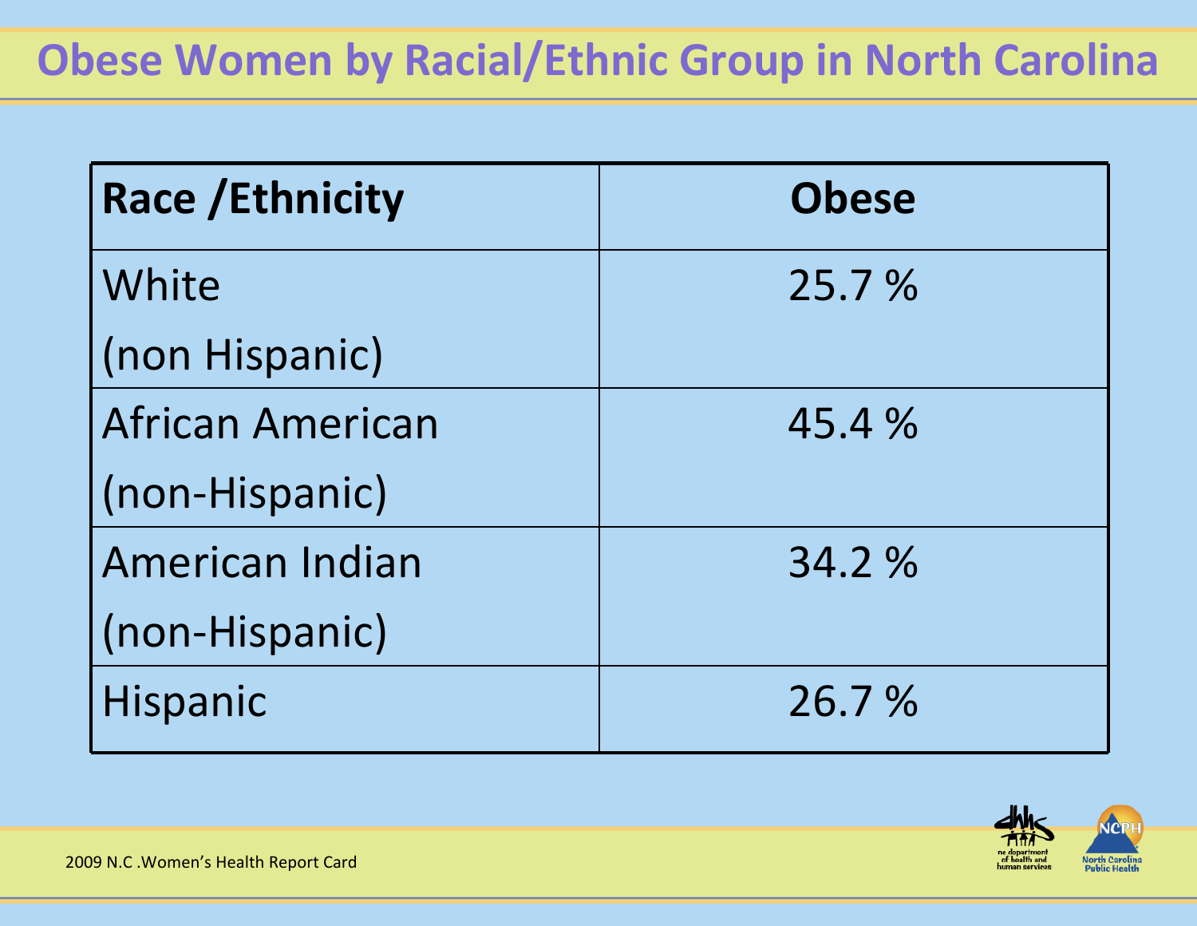# Obese Women by Racial/Ethnic Group in North Carolina

| Race /Ethnicity | Obese |
|---|---|
| White (non Hispanic) | 25.7 % |
| African American (non-Hispanic) | 45.4 % |
| American Indian (non-Hispanic) | 34.2 % |
| Hispanic | 26.7 % |

2009 N.C .Women's Health Report Card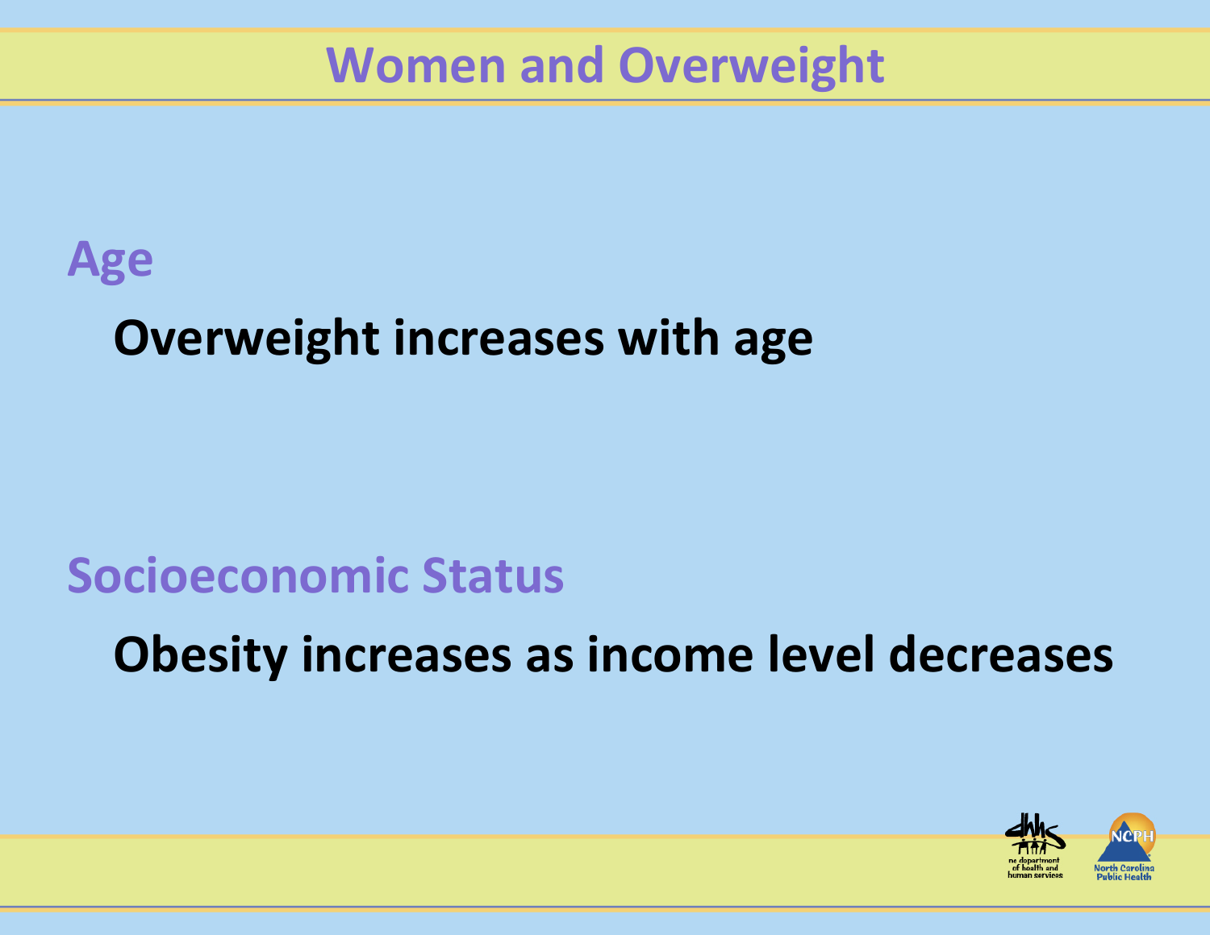# Women and Overweight

## Age

**Overweight increases with age**

## Socioeconomic Status

**Obesity increases as income level decreases**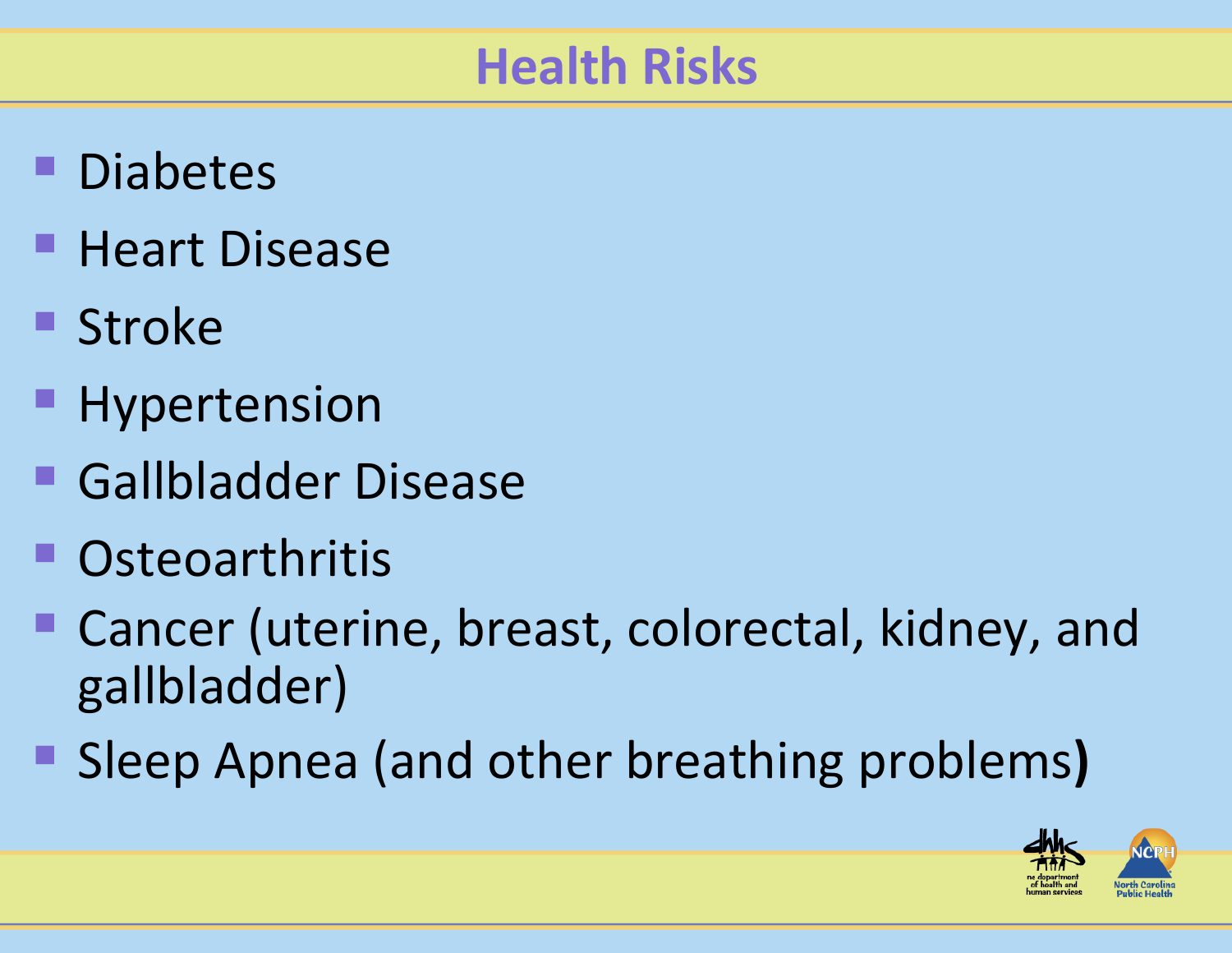# Health Risks

- Diabetes
- Heart Disease
- Stroke
- Hypertension
- Gallbladder Disease
- Osteoarthritis
- Cancer (uterine, breast, colorectal, kidney, and gallbladder)
- Sleep Apnea (and other breathing problems)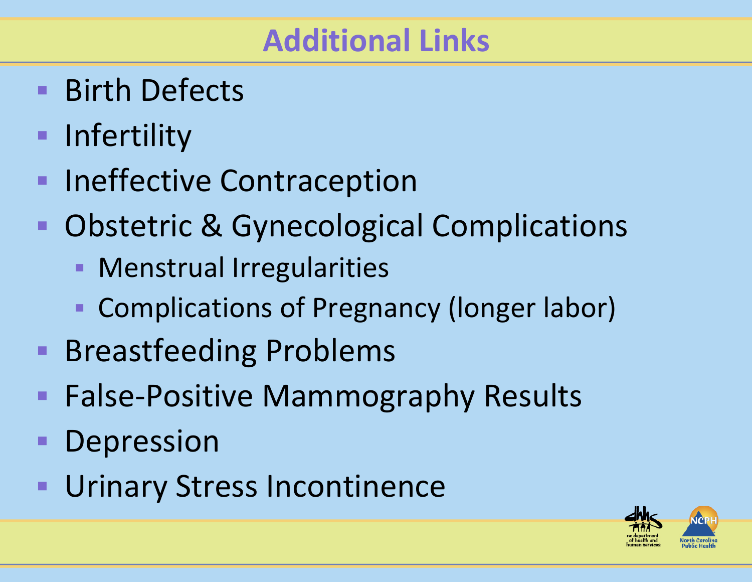# Additional Links

- Birth Defects
- Infertility
- Ineffective Contraception
- Obstetric & Gynecological Complications
  - Menstrual Irregularities
  - Complications of Pregnancy (longer labor)
- Breastfeeding Problems
- False-Positive Mammography Results
- Depression
- Urinary Stress Incontinence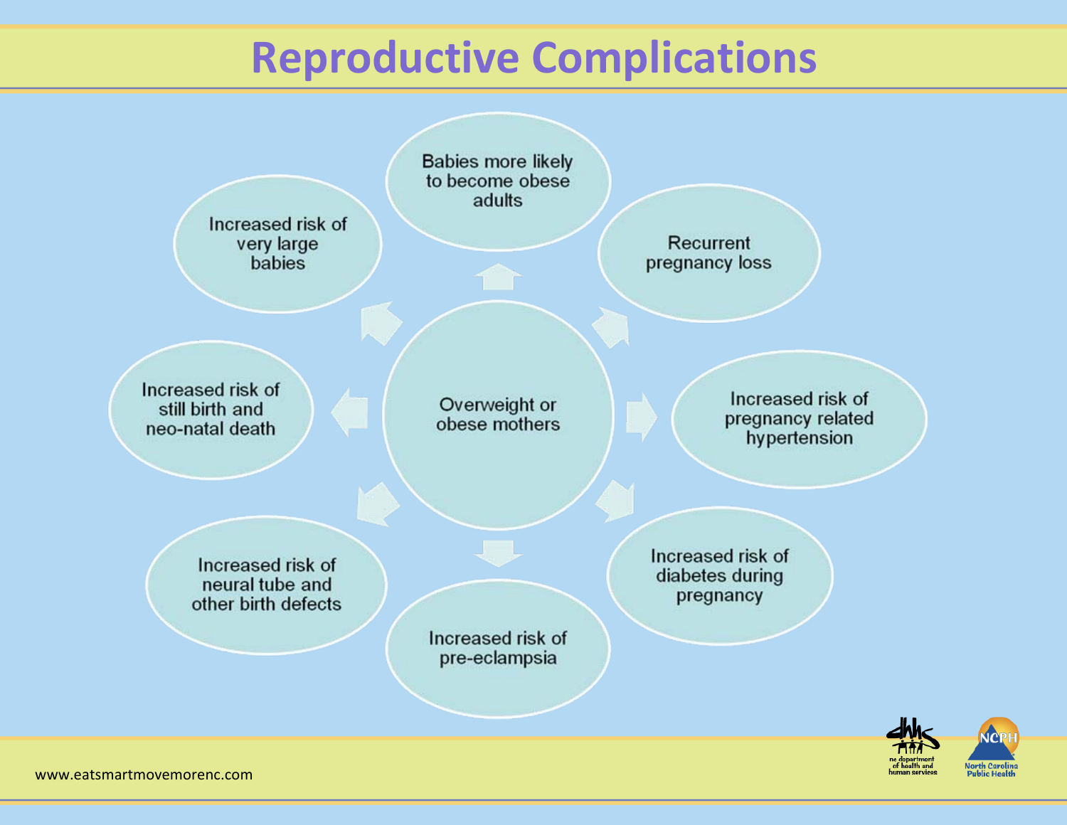# Reproductive Complications

Overweight or obese mothers

- Babies more likely to become obese adults
- Recurrent pregnancy loss
- Increased risk of pregnancy related hypertension
- Increased risk of diabetes during pregnancy
- Increased risk of pre-eclampsia
- Increased risk of neural tube and other birth defects
- Increased risk of still birth and neo-natal death
- Increased risk of very large babies

www.eatsmartmovemorenc.com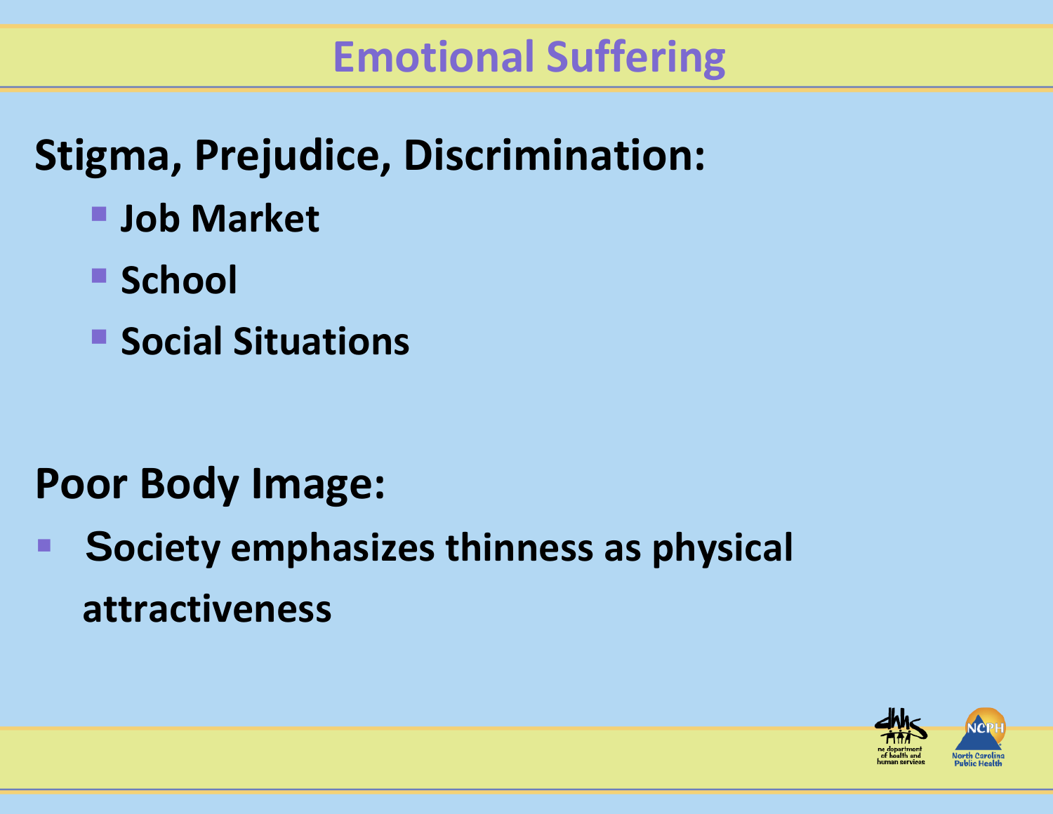# Emotional Suffering

**Stigma, Prejudice, Discrimination:**

- **Job Market**
- **School**
- **Social Situations**

**Poor Body Image:**

- **Society emphasizes thinness as physical attractiveness**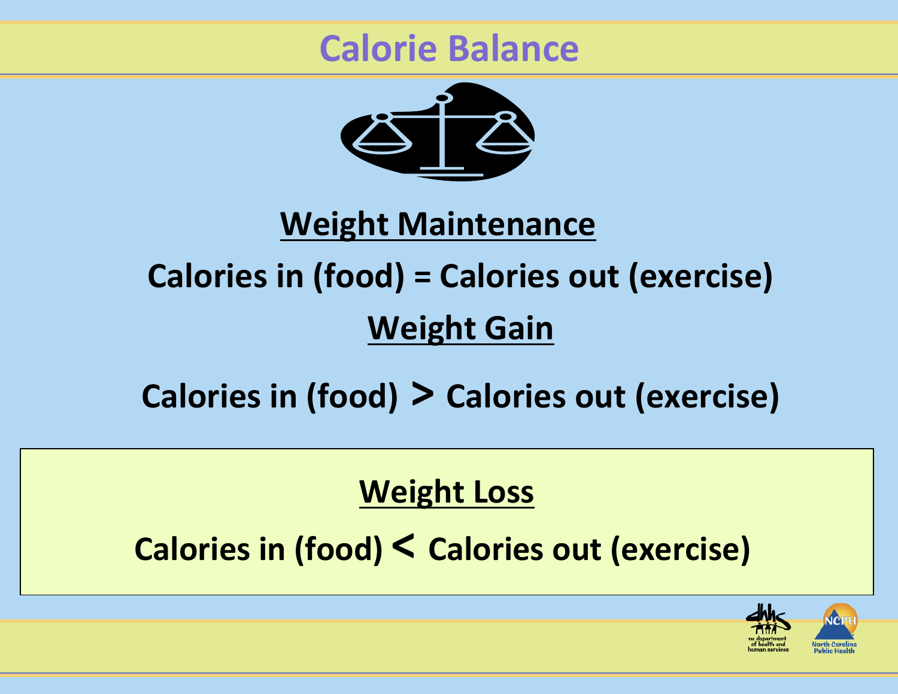# Calorie Balance

**Weight Maintenance**

**Calories in (food) = Calories out (exercise)**

**Weight Gain**

**Calories in (food) > Calories out (exercise)**

**Weight Loss**

**Calories in (food) < Calories out (exercise)**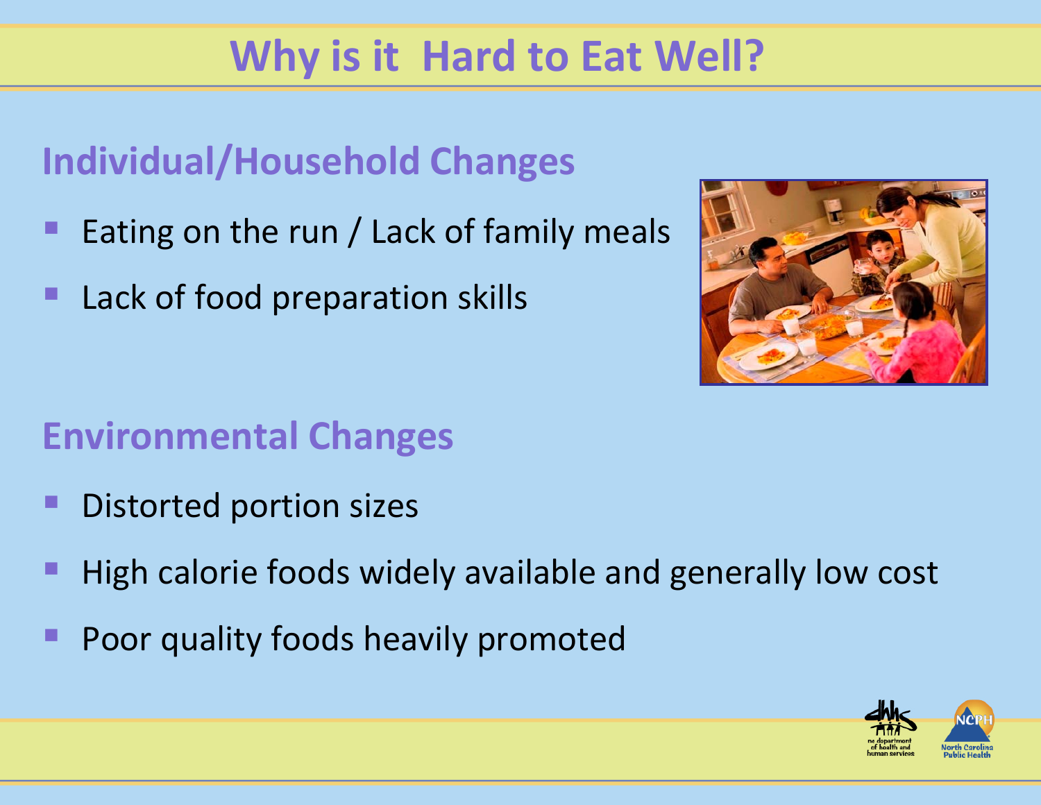# Why is it Hard to Eat Well?

## Individual/Household Changes

- Eating on the run / Lack of family meals
- Lack of food preparation skills

## Environmental Changes

- Distorted portion sizes
- High calorie foods widely available and generally low cost
- Poor quality foods heavily promoted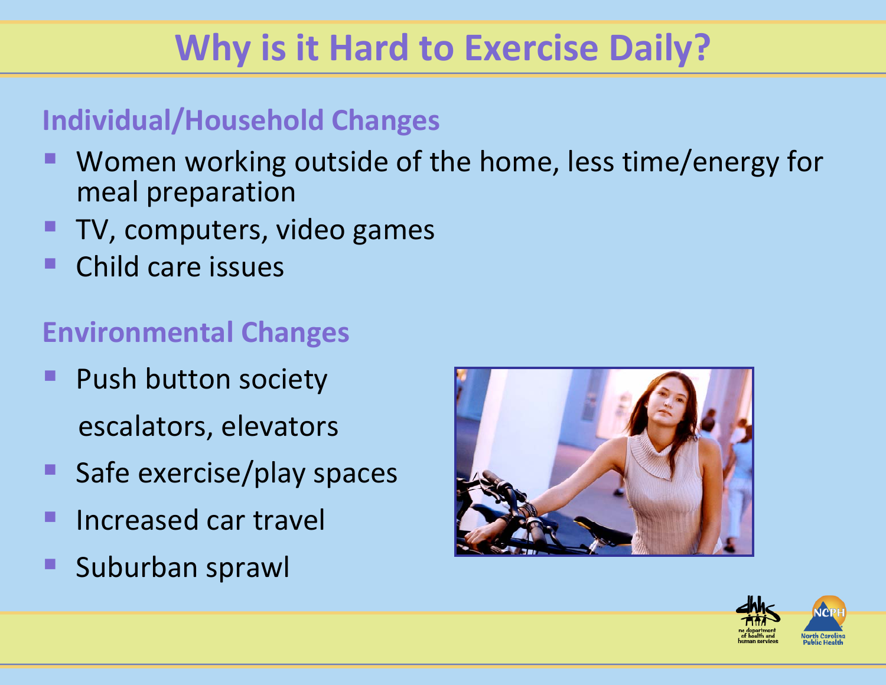# Why is it Hard to Exercise Daily?

## Individual/Household Changes

- Women working outside of the home, less time/energy for meal preparation
- TV, computers, video games
- Child care issues

## Environmental Changes

- Push button society

  escalators, elevators
- Safe exercise/play spaces
- Increased car travel
- Suburban sprawl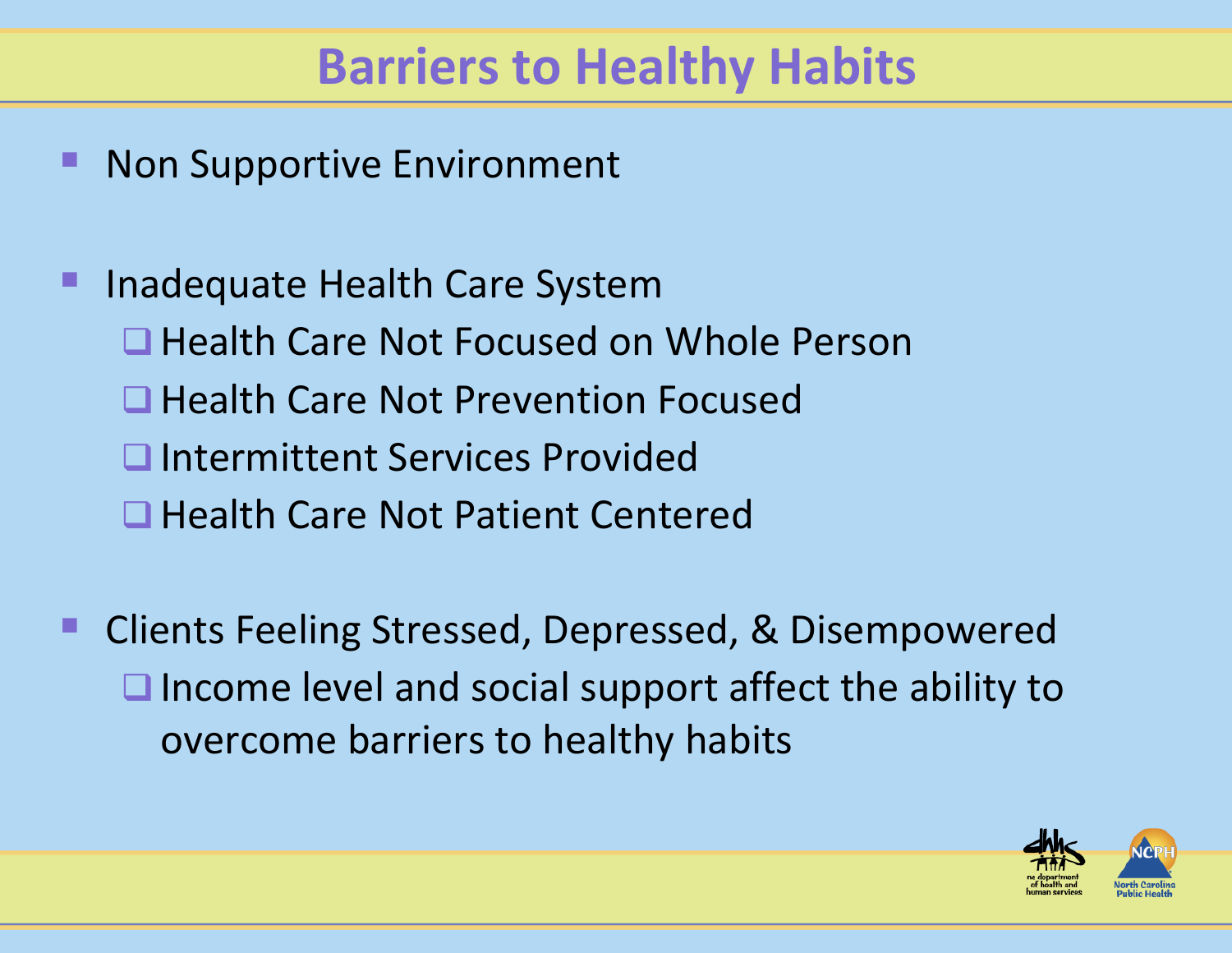# Barriers to Healthy Habits

- Non Supportive Environment

- Inadequate Health Care System
  - Health Care Not Focused on Whole Person
  - Health Care Not Prevention Focused
  - Intermittent Services Provided
  - Health Care Not Patient Centered

- Clients Feeling Stressed, Depressed, & Disempowered
  - Income level and social support affect the ability to overcome barriers to healthy habits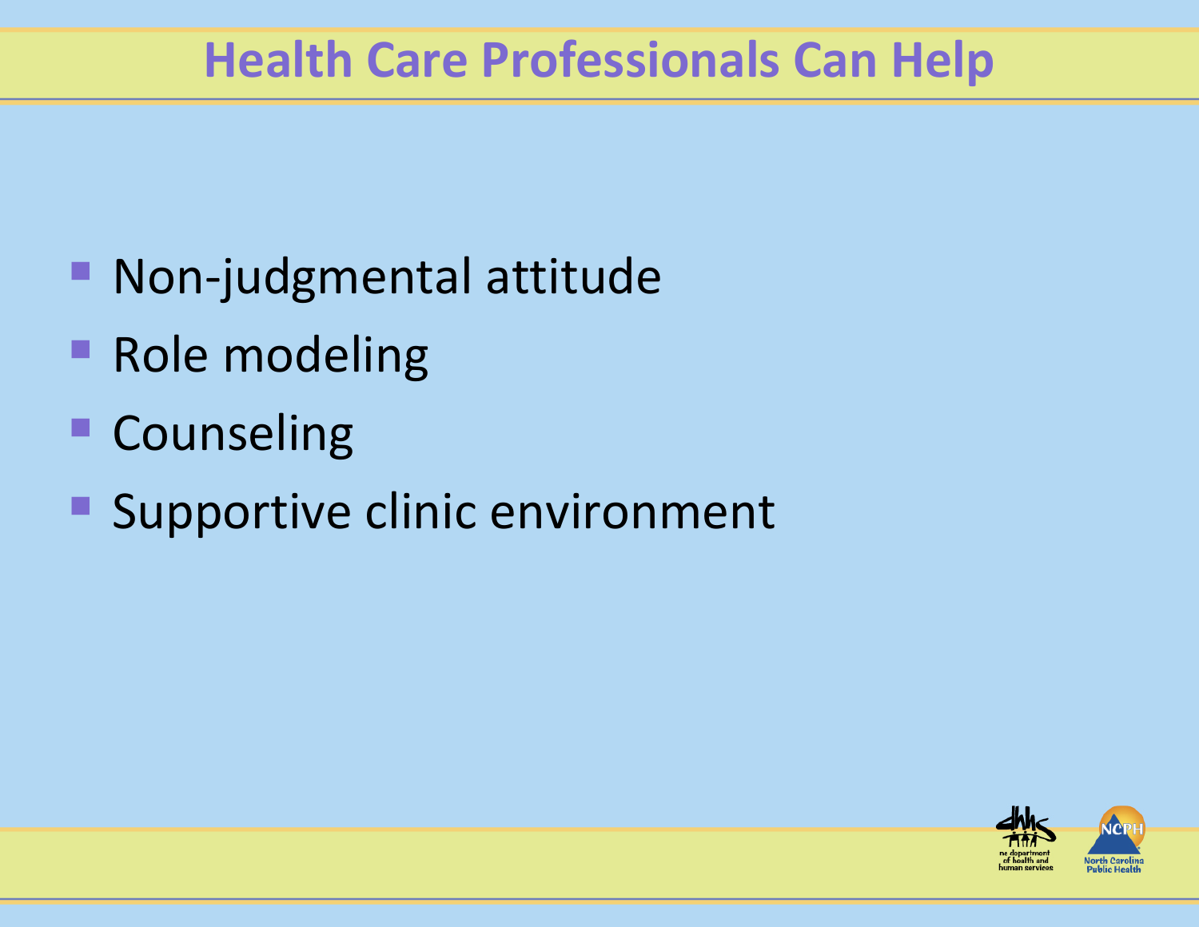# Health Care Professionals Can Help

- Non-judgmental attitude
- Role modeling
- Counseling
- Supportive clinic environment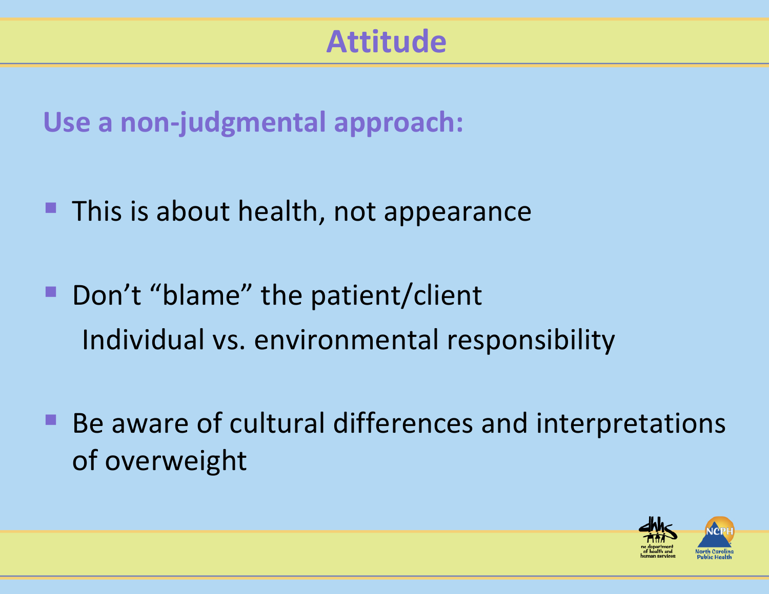# Attitude

## Use a non-judgmental approach:

- This is about health, not appearance
- Don't "blame" the patient/client
  Individual vs. environmental responsibility
- Be aware of cultural differences and interpretations of overweight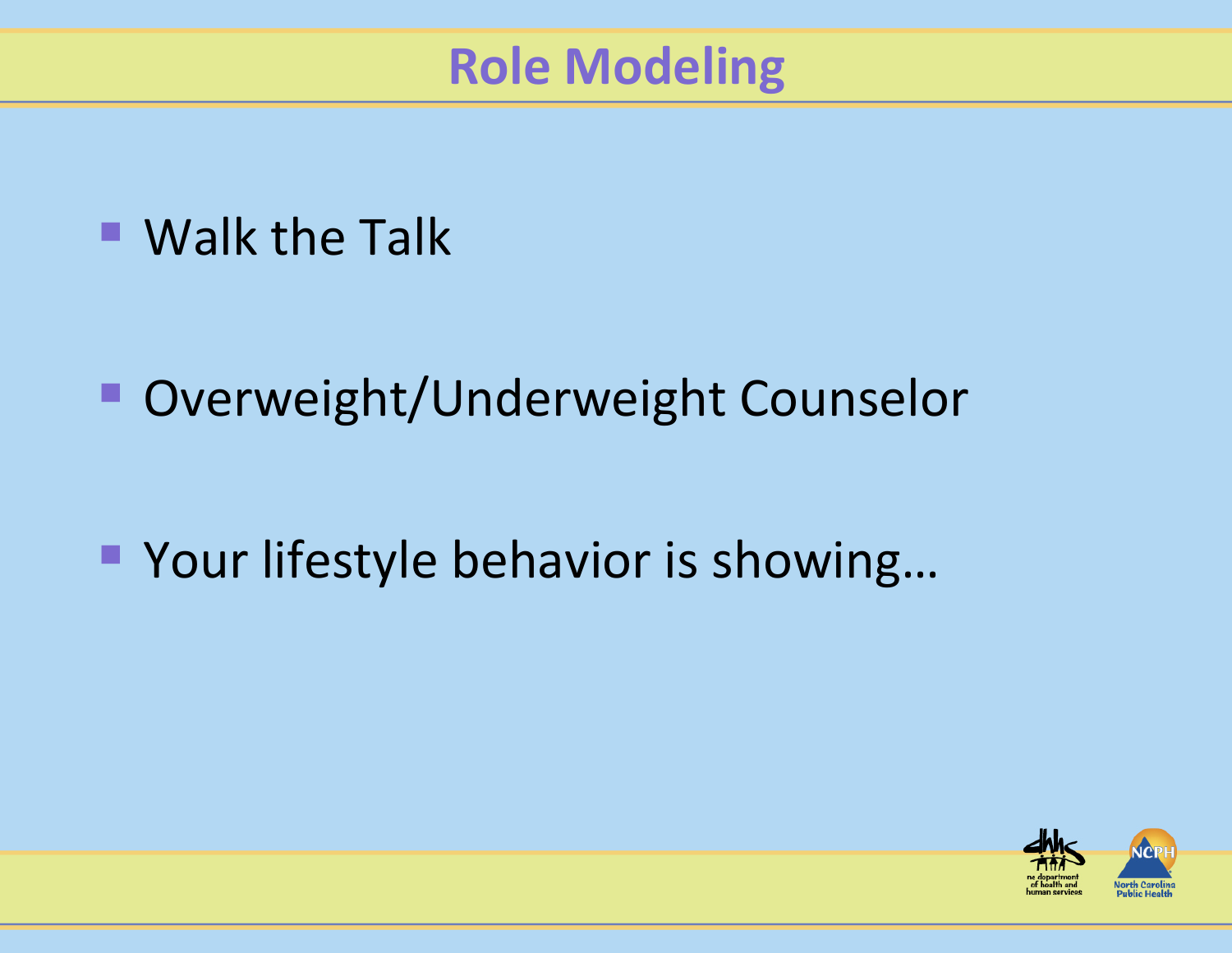# Role Modeling

- Walk the Talk
- Overweight/Underweight Counselor
- Your lifestyle behavior is showing…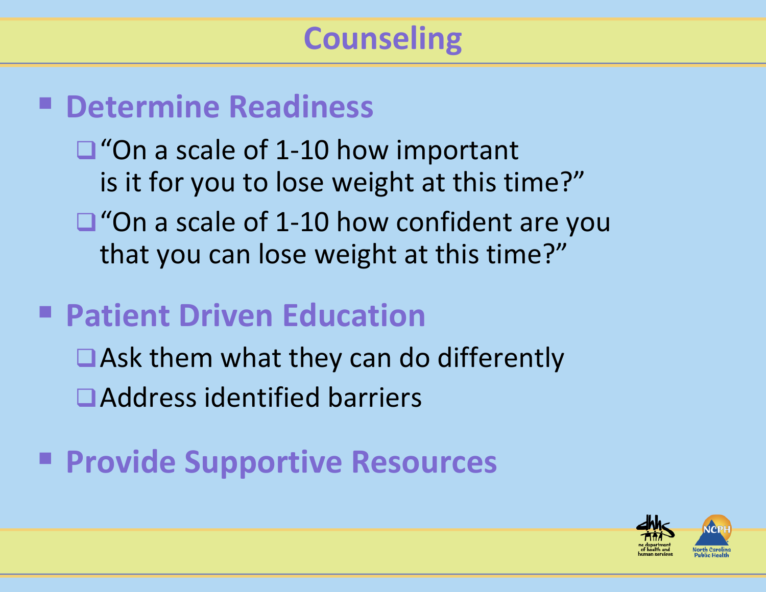# Counseling

- **Determine Readiness**
  - "On a scale of 1-10 how important is it for you to lose weight at this time?"
  - "On a scale of 1-10 how confident are you that you can lose weight at this time?"
- **Patient Driven Education**
  - Ask them what they can do differently
  - Address identified barriers
- **Provide Supportive Resources**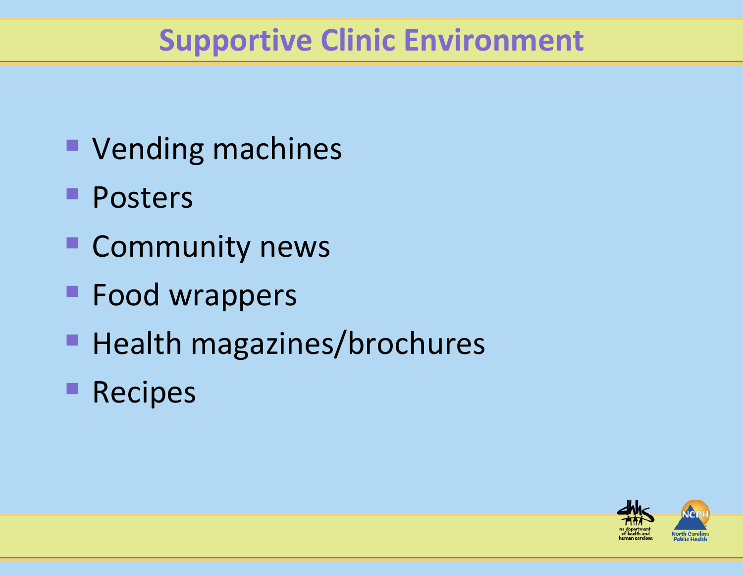# Supportive Clinic Environment

- Vending machines
- Posters
- Community news
- Food wrappers
- Health magazines/brochures
- Recipes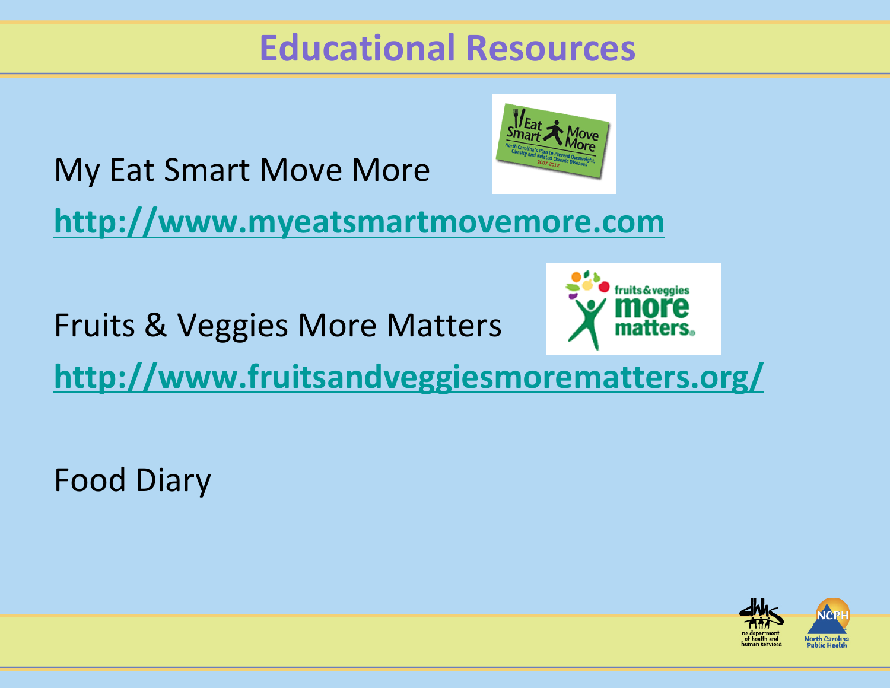# Educational Resources

My Eat Smart Move More

**http://www.myeatsmartmovemore.com**

Fruits & Veggies More Matters

**http://www.fruitsandveggiesmorematters.org/**

Food Diary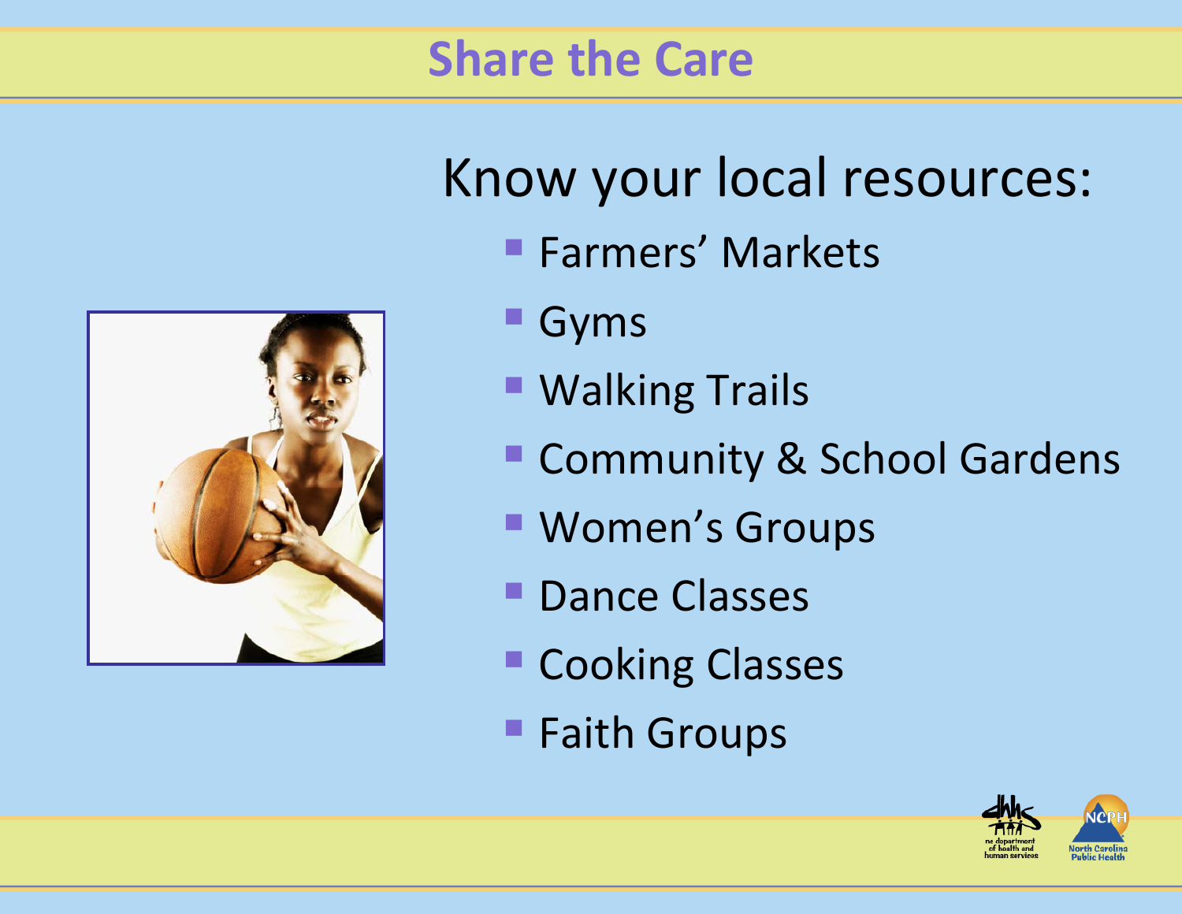# Share the Care

Know your local resources:

- Farmers' Markets
- Gyms
- Walking Trails
- Community & School Gardens
- Women's Groups
- Dance Classes
- Cooking Classes
- Faith Groups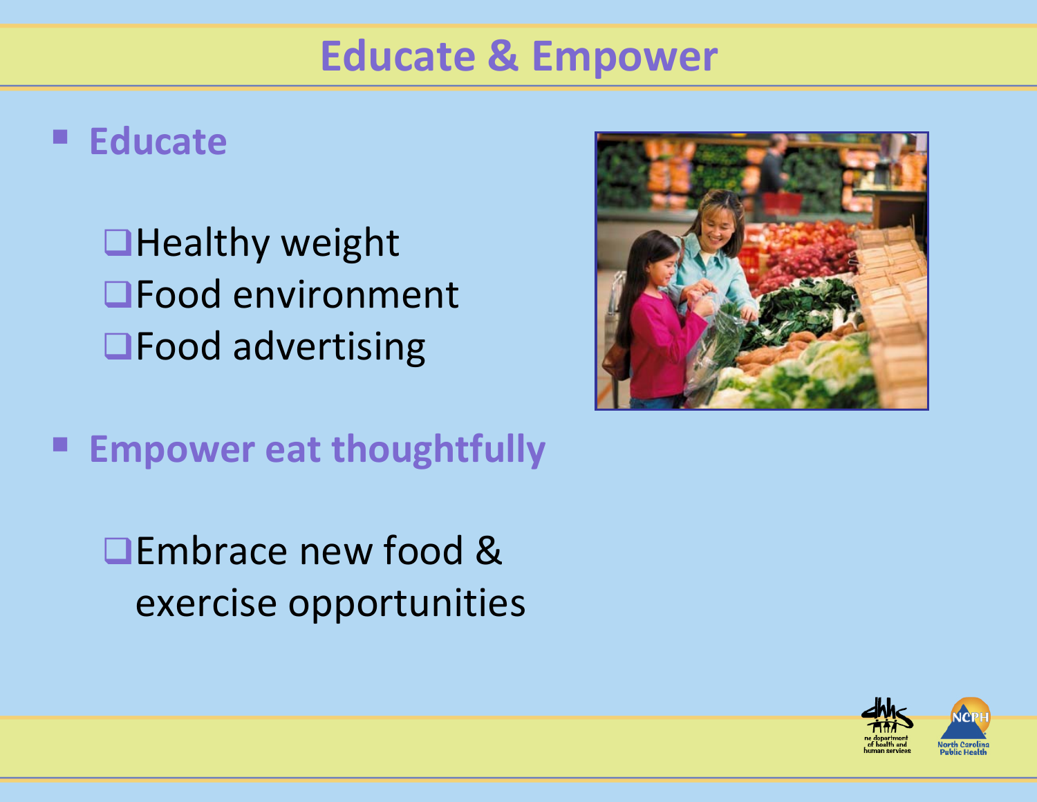# Educate & Empower

- **Educate**
  - Healthy weight
  - Food environment
  - Food advertising
- **Empower eat thoughtfully**
  - Embrace new food & exercise opportunities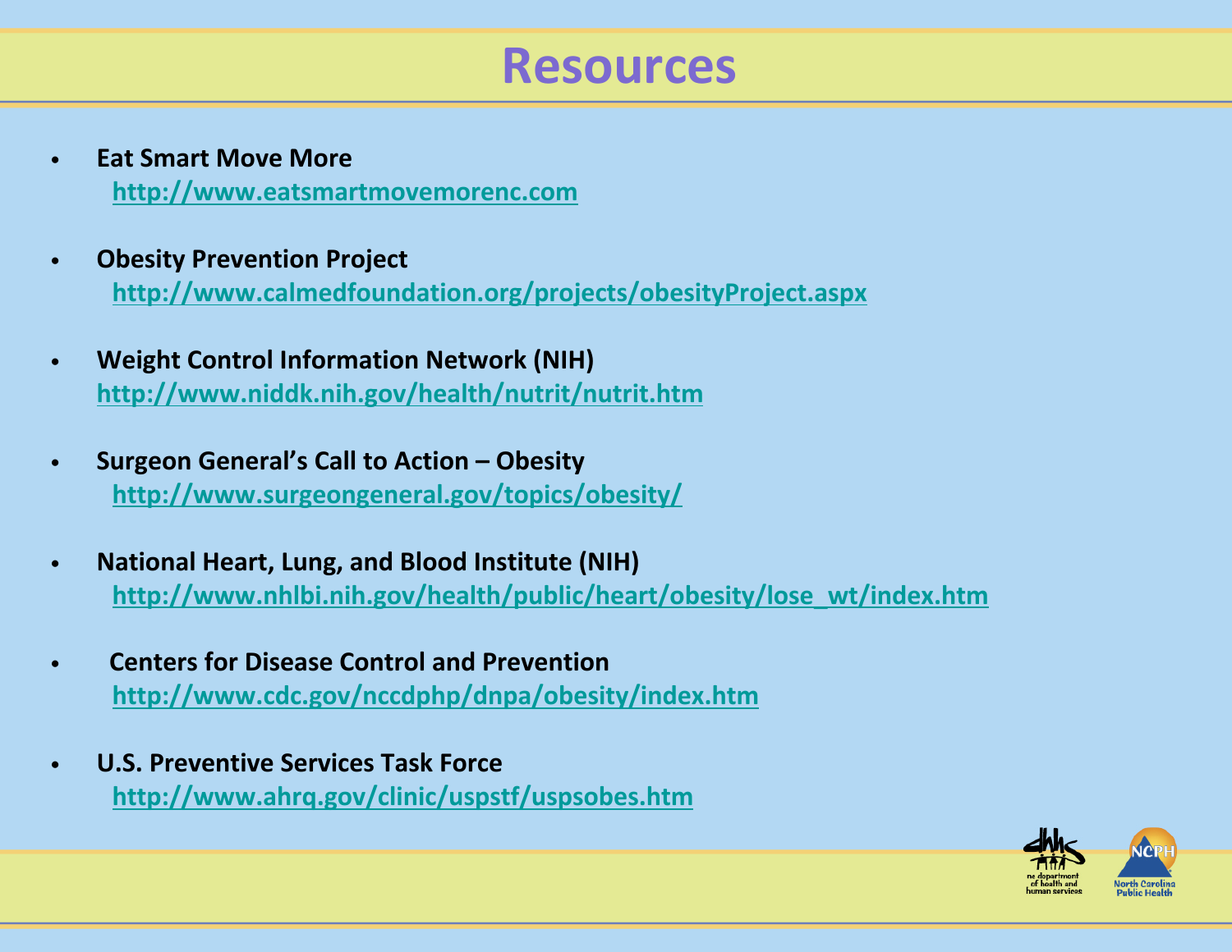# Resources

- **Eat Smart Move More**
  **http://www.eatsmartmovemorenc.com**

- **Obesity Prevention Project**
  **http://www.calmedfoundation.org/projects/obesityProject.aspx**

- **Weight Control Information Network (NIH)**
  **http://www.niddk.nih.gov/health/nutrit/nutrit.htm**

- **Surgeon General's Call to Action – Obesity**
  **http://www.surgeongeneral.gov/topics/obesity/**

- **National Heart, Lung, and Blood Institute (NIH)**
  **http://www.nhlbi.nih.gov/health/public/heart/obesity/lose_wt/index.htm**

- **Centers for Disease Control and Prevention**
  **http://www.cdc.gov/nccdphp/dnpa/obesity/index.htm**

- **U.S. Preventive Services Task Force**
  **http://www.ahrq.gov/clinic/uspstf/uspsobes.htm**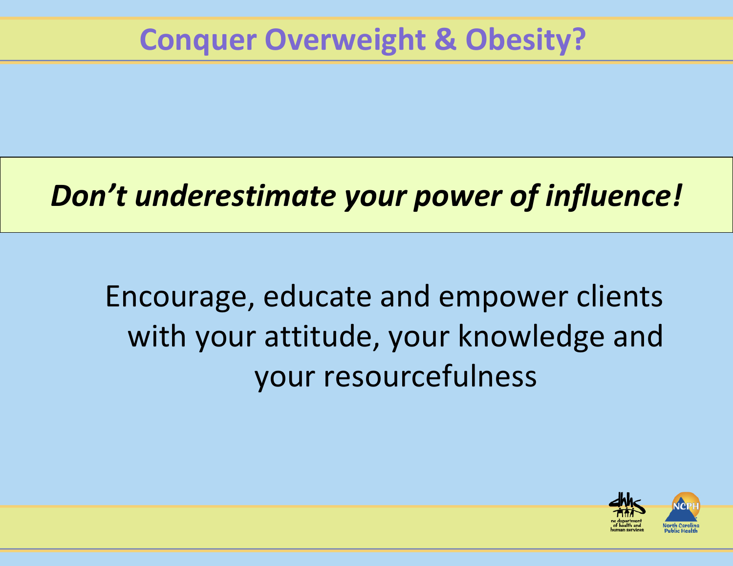# Conquer Overweight & Obesity?

***Don't underestimate your power of influence!***

Encourage, educate and empower clients with your attitude, your knowledge and your resourcefulness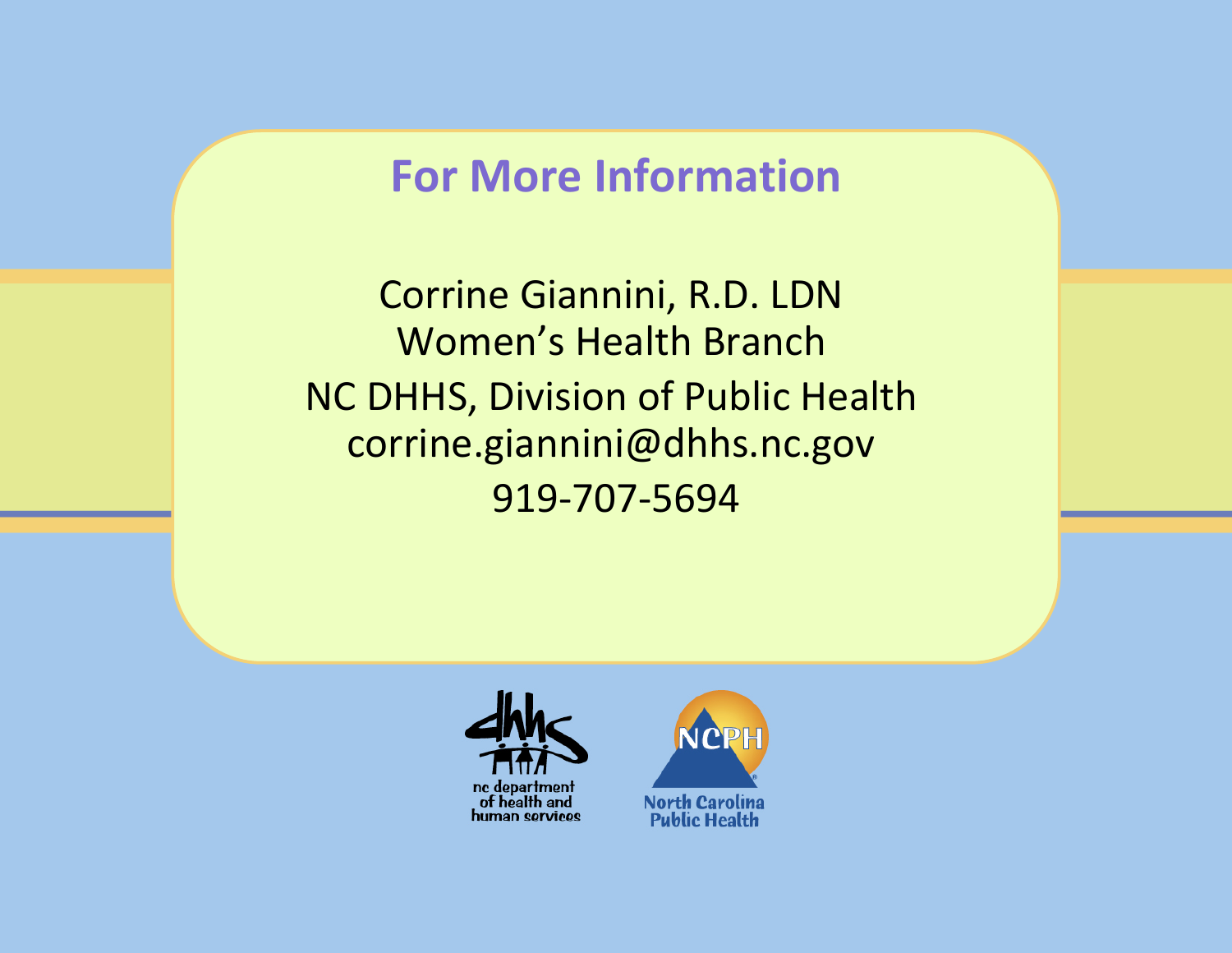## For More Information

Corrine Giannini, R.D. LDN
Women's Health Branch
NC DHHS, Division of Public Health
corrine.giannini@dhhs.nc.gov
919-707-5694

nc department of health and human services

NCPH
North Carolina Public Health